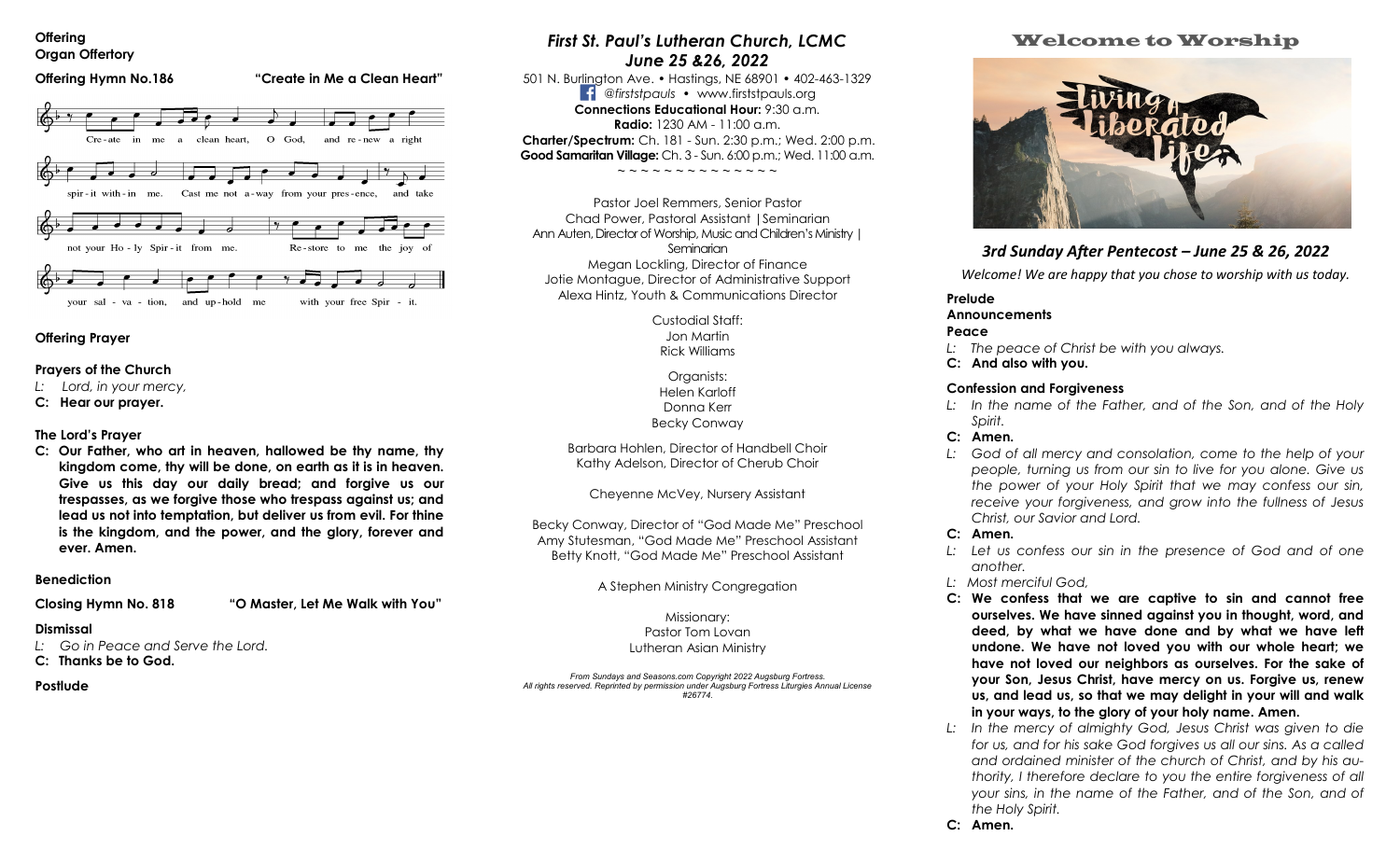**Offering**
**Organ Offertory**

**Offering Hymn No.186** **"Create in Me a Clean Heart"**

Cre-ate in me a clean heart, O God, and re-new a right spir-it with-in me. Cast me not a-way from your pres-ence, and take not your Ho-ly Spir-it from me. Re-store to me the joy of your sal-va-tion, and up-hold me with your free Spir-it.

**Offering Prayer**

**Prayers of the Church**

*L: Lord, in your mercy,*
**C: Hear our prayer.**

**The Lord's Prayer**

**C: Our Father, who art in heaven, hallowed be thy name, thy kingdom come, thy will be done, on earth as it is in heaven. Give us this day our daily bread; and forgive us our trespasses, as we forgive those who trespass against us; and lead us not into temptation, but deliver us from evil. For thine is the kingdom, and the power, and the glory, forever and ever. Amen.**

**Benediction**

**Closing Hymn No. 818** **"O Master, Let Me Walk with You"**

**Dismissal**

*L: Go in Peace and Serve the Lord.*
**C: Thanks be to God.**

**Postlude**

# *First St. Paul's Lutheran Church, LCMC*
## *June 25 &26, 2022*

501 N. Burlington Ave. • Hastings, NE 68901 • 402-463-1329
*@firststpauls* • www.firststpauls.org
**Connections Educational Hour:** 9:30 a.m.
**Radio:** 1230 AM - 11:00 a.m.
**Charter/Spectrum:** Ch. 181 - Sun. 2:30 p.m.; Wed. 2:00 p.m.
**Good Samaritan Village:** Ch. 3 - Sun. 6:00 p.m.; Wed. 11:00 a.m.

~ ~ ~ ~ ~ ~ ~ ~ ~ ~ ~ ~ ~ ~

Pastor Joel Remmers, Senior Pastor
Chad Power, Pastoral Assistant | Seminarian
Ann Auten, Director of Worship, Music and Children's Ministry | Seminarian
Megan Lockling, Director of Finance
Jotie Montague, Director of Administrative Support
Alexa Hintz, Youth & Communications Director

Custodial Staff:
Jon Martin
Rick Williams

Organists:
Helen Karloff
Donna Kerr
Becky Conway

Barbara Hohlen, Director of Handbell Choir
Kathy Adelson, Director of Cherub Choir

Cheyenne McVey, Nursery Assistant

Becky Conway, Director of "God Made Me" Preschool
Amy Stutesman, "God Made Me" Preschool Assistant
Betty Knott, "God Made Me" Preschool Assistant

A Stephen Ministry Congregation

Missionary:
Pastor Tom Lovan
Lutheran Asian Ministry

*From Sundays and Seasons.com Copyright 2022 Augsburg Fortress. All rights reserved. Reprinted by permission under Augsburg Fortress Liturgies Annual License #26774.*

# Welcome to Worship

Living A Liberated Life

## *3rd Sunday After Pentecost – June 25 & 26, 2022*

*Welcome! We are happy that you chose to worship with us today.*

**Prelude**
**Announcements**
**Peace**

*L: The peace of Christ be with you always.*
**C: And also with you.**

**Confession and Forgiveness**

*L: In the name of the Father, and of the Son, and of the Holy Spirit.*
**C: Amen.**
*L: God of all mercy and consolation, come to the help of your people, turning us from our sin to live for you alone. Give us the power of your Holy Spirit that we may confess our sin, receive your forgiveness, and grow into the fullness of Jesus Christ, our Savior and Lord.*
**C: Amen.**
*L: Let us confess our sin in the presence of God and of one another.*
*L: Most merciful God,*
**C: We confess that we are captive to sin and cannot free ourselves. We have sinned against you in thought, word, and deed, by what we have done and by what we have left undone. We have not loved you with our whole heart; we have not loved our neighbors as ourselves. For the sake of your Son, Jesus Christ, have mercy on us. Forgive us, renew us, and lead us, so that we may delight in your will and walk in your ways, to the glory of your holy name. Amen.**
*L: In the mercy of almighty God, Jesus Christ was given to die for us, and for his sake God forgives us all our sins. As a called and ordained minister of the church of Christ, and by his authority, I therefore declare to you the entire forgiveness of all your sins, in the name of the Father, and of the Son, and of the Holy Spirit.*
**C: Amen.**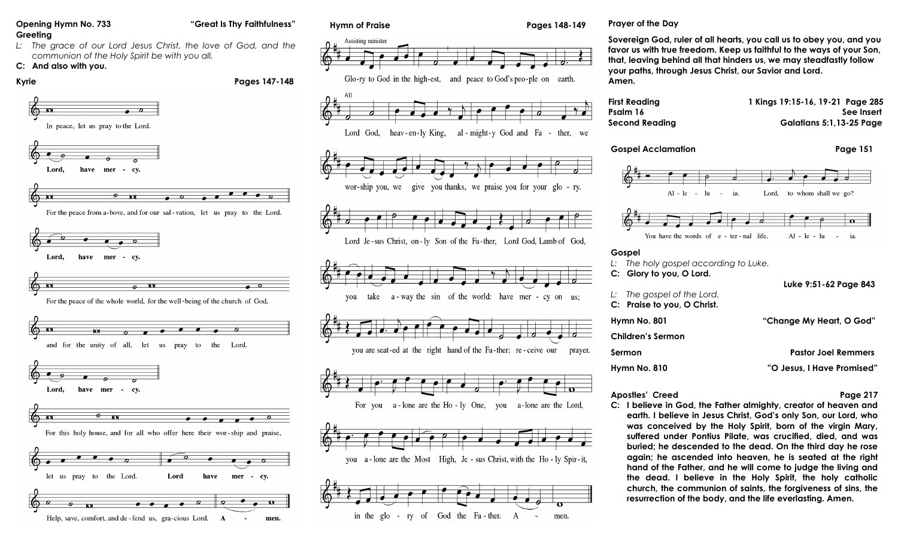**Opening Hymn No. 733** "Great Is Thy Faithfulness"

**Greeting**

*L: The grace of our Lord Jesus Christ, the love of God, and the communion of the Holy Spirit be with you all.*

**C: And also with you.**

**Kyrie** **Pages 147-148**

In peace, let us pray to the Lord.

**Lord, have mercy.**

For the peace from above, and for our salvation, let us pray to the Lord.

**Lord, have mercy.**

For the peace of the whole world, for the well-being of the church of God, and for the unity of all, let us pray to the Lord.

**Lord, have mercy.**

For this holy house, and for all who offer here their worship and praise, let us pray to the Lord. **Lord have mercy.**

Help, save, comfort, and defend us, gracious Lord. **Amen.**

**Hymn of Praise** **Pages 148-149**

Assisting minister

Glory to God in the highest, and peace to God's people on earth.

All

Lord God, heavenly King, almighty God and Father, we worship you, we give you thanks, we praise you for your glory.

Lord Jesus Christ, only Son of the Father, Lord God, Lamb of God, you take away the sin of the world: have mercy on us; you are seated at the right hand of the Father: receive our prayer.

For you alone are the Holy One, you alone are the Lord, you alone are the Most High, Jesus Christ, with the Holy Spirit, in the glory of God the Father. Amen.

**Prayer of the Day**

**Sovereign God, ruler of all hearts, you call us to obey you, and you favor us with true freedom. Keep us faithful to the ways of your Son, that, leaving behind all that hinders us, we may steadfastly follow your paths, through Jesus Christ, our Savior and Lord. Amen.**

**First Reading** **1 Kings 19:15-16, 19-21 Page 285**

**Psalm 16** **See Insert**

**Second Reading** **Galatians 5:1,13-25 Page**

**Gospel Acclamation** **Page 151**

Alleluia. Lord, to whom shall we go? You have the words of eternal life. Alleluia.

**Gospel**

*L: The holy gospel according to Luke.*

**C: Glory to you, O Lord.**

**Luke 9:51-62 Page 843**

*L: The gospel of the Lord.*

**C: Praise to you, O Christ.**

**Hymn No. 801** "Change My Heart, O God"

**Children's Sermon**

**Sermon** **Pastor Joel Remmers**

**Hymn No. 810** "O Jesus, I Have Promised"

**Apostles' Creed** **Page 217**

**C: I believe in God, the Father almighty, creator of heaven and earth. I believe in Jesus Christ, God's only Son, our Lord, who was conceived by the Holy Spirit, born of the virgin Mary, suffered under Pontius Pilate, was crucified, died, and was buried; he descended to the dead. On the third day he rose again; he ascended into heaven, he is seated at the right hand of the Father, and he will come to judge the living and the dead. I believe in the Holy Spirit, the holy catholic church, the communion of saints, the forgiveness of sins, the resurrection of the body, and the life everlasting. Amen.**